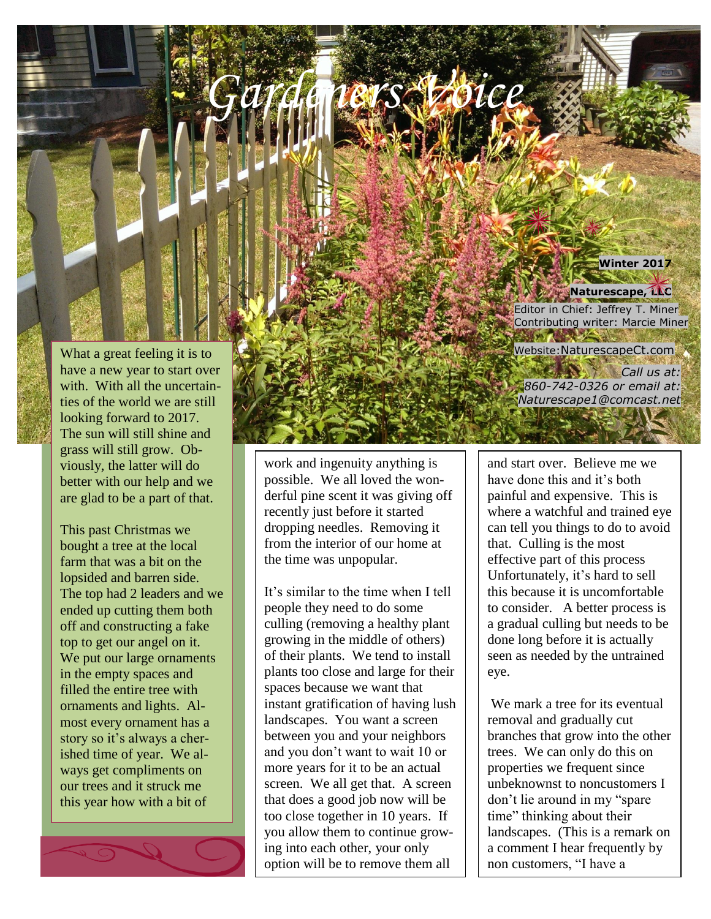# Gardeners Voice

**Winter 2017**

**Naturescape, LLC**

Editor in Chief: Jeffrey T. Miner
Contributing writer: Marcie Miner

Website: NaturescapeCt.com

*Call us at: 860-742-0326 or email at: Naturescape1@comcast.net*

What a great feeling it is to have a new year to start over with. With all the uncertainties of the world we are still looking forward to 2017. The sun will still shine and grass will still grow. Obviously, the latter will do better with our help and we are glad to be a part of that.

This past Christmas we bought a tree at the local farm that was a bit on the lopsided and barren side. The top had 2 leaders and we ended up cutting them both off and constructing a fake top to get our angel on it. We put our large ornaments in the empty spaces and filled the entire tree with ornaments and lights. Almost every ornament has a story so it's always a cherished time of year. We always get compliments on our trees and it struck me this year how with a bit of work and ingenuity anything is possible. We all loved the wonderful pine scent it was giving off recently just before it started dropping needles. Removing it from the interior of our home at the time was unpopular.

It's similar to the time when I tell people they need to do some culling (removing a healthy plant growing in the middle of others) of their plants. We tend to install plants too close and large for their spaces because we want that instant gratification of having lush landscapes. You want a screen between you and your neighbors and you don't want to wait 10 or more years for it to be an actual screen. We all get that. A screen that does a good job now will be too close together in 10 years. If you allow them to continue growing into each other, your only option will be to remove them all and start over. Believe me we have done this and it's both painful and expensive. This is where a watchful and trained eye can tell you things to do to avoid that. Culling is the most effective part of this process Unfortunately, it's hard to sell this because it is uncomfortable to consider. A better process is a gradual culling but needs to be done long before it is actually seen as needed by the untrained eye.

We mark a tree for its eventual removal and gradually cut branches that grow into the other trees. We can only do this on properties we frequent since unbeknownst to noncustomers I don't lie around in my "spare time" thinking about their landscapes. (This is a remark on a comment I hear frequently by non customers, "I have a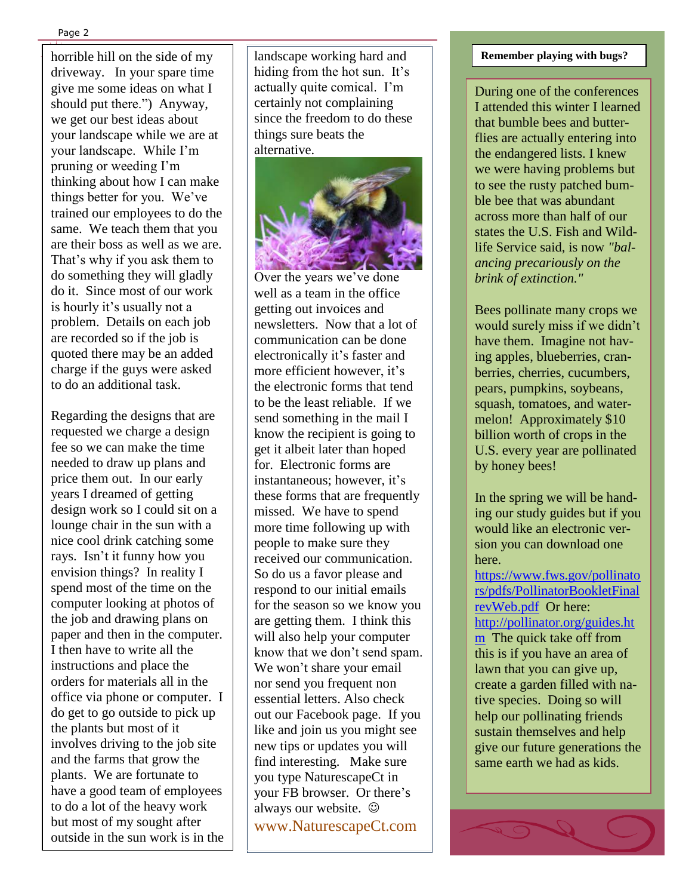horrible hill on the side of my driveway. In your spare time give me some ideas on what I should put there.") Anyway, we get our best ideas about your landscape while we are at your landscape. While I'm pruning or weeding I'm thinking about how I can make things better for you. We've trained our employees to do the same. We teach them that you are their boss as well as we are. That's why if you ask them to do something they will gladly do it. Since most of our work is hourly it's usually not a problem. Details on each job are recorded so if the job is quoted there may be an added charge if the guys were asked to do an additional task.

Regarding the designs that are requested we charge a design fee so we can make the time needed to draw up plans and price them out. In our early years I dreamed of getting design work so I could sit on a lounge chair in the sun with a nice cool drink catching some rays. Isn't it funny how you envision things? In reality I spend most of the time on the computer looking at photos of the job and drawing plans on paper and then in the computer. I then have to write all the instructions and place the orders for materials all in the office via phone or computer. I do get to go outside to pick up the plants but most of it involves driving to the job site and the farms that grow the plants. We are fortunate to have a good team of employees to do a lot of the heavy work but most of my sought after outside in the sun work is in the landscape working hard and hiding from the hot sun. It's actually quite comical. I'm certainly not complaining since the freedom to do these things sure beats the alternative.

Over the years we've done well as a team in the office getting out invoices and newsletters. Now that a lot of communication can be done electronically it's faster and more efficient however, it's the electronic forms that tend to be the least reliable. If we send something in the mail I know the recipient is going to get it albeit later than hoped for. Electronic forms are instantaneous; however, it's these forms that are frequently missed. We have to spend more time following up with people to make sure they received our communication. So do us a favor please and respond to our initial emails for the season so we know you are getting them. I think this will also help your computer know that we don't send spam. We won't share your email nor send you frequent non essential letters. Also check out our Facebook page. If you like and join us you might see new tips or updates you will find interesting. Make sure you type NaturescapeCt in your FB browser. Or there's always our website. ☺

www.NaturescapeCt.com

**Remember playing with bugs?**

During one of the conferences I attended this winter I learned that bumble bees and butterflies are actually entering into the endangered lists. I knew we were having problems but to see the rusty patched bumble bee that was abundant across more than half of our states the U.S. Fish and Wildlife Service said, is now *"balancing precariously on the brink of extinction."*

Bees pollinate many crops we would surely miss if we didn't have them. Imagine not having apples, blueberries, cranberries, cherries, cucumbers, pears, pumpkins, soybeans, squash, tomatoes, and watermelon! Approximately $10 billion worth of crops in the U.S. every year are pollinated by honey bees!

In the spring we will be handing our study guides but if you would like an electronic version you can download one here. https://www.fws.gov/pollinators/pdfs/PollinatorBookletFinalrevWeb.pdf Or here: http://pollinator.org/guides.htm The quick take off from this is if you have an area of lawn that you can give up, create a garden filled with native species. Doing so will help our pollinating friends sustain themselves and help give our future generations the same earth we had as kids.